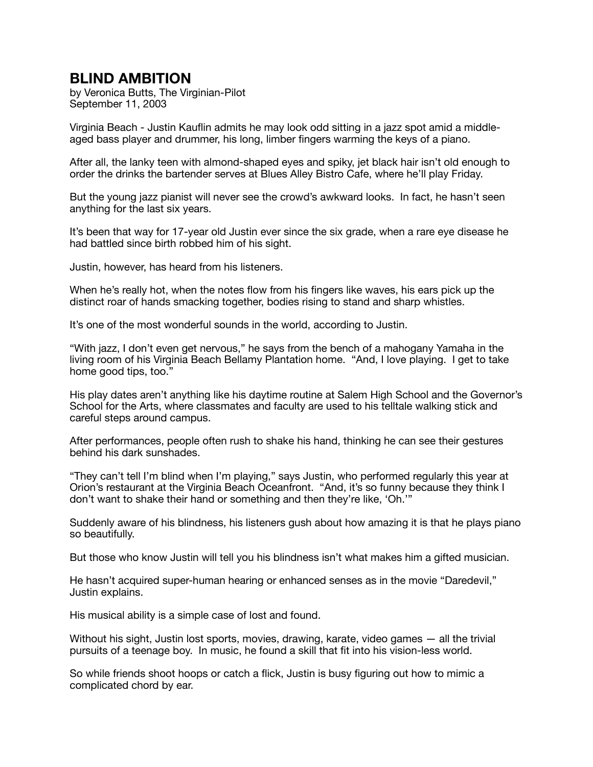# BLIND AMBITION

by Veronica Butts, The Virginian-Pilot
September 11, 2003

Virginia Beach - Justin Kauflin admits he may look odd sitting in a jazz spot amid a middle-aged bass player and drummer, his long, limber fingers warming the keys of a piano.

After all, the lanky teen with almond-shaped eyes and spiky, jet black hair isn't old enough to order the drinks the bartender serves at Blues Alley Bistro Cafe, where he'll play Friday.

But the young jazz pianist will never see the crowd's awkward looks. In fact, he hasn't seen anything for the last six years.

It's been that way for 17-year old Justin ever since the six grade, when a rare eye disease he had battled since birth robbed him of his sight.

Justin, however, has heard from his listeners.

When he's really hot, when the notes flow from his fingers like waves, his ears pick up the distinct roar of hands smacking together, bodies rising to stand and sharp whistles.

It's one of the most wonderful sounds in the world, according to Justin.

"With jazz, I don't even get nervous," he says from the bench of a mahogany Yamaha in the living room of his Virginia Beach Bellamy Plantation home. "And, I love playing. I get to take home good tips, too."

His play dates aren't anything like his daytime routine at Salem High School and the Governor's School for the Arts, where classmates and faculty are used to his telltale walking stick and careful steps around campus.

After performances, people often rush to shake his hand, thinking he can see their gestures behind his dark sunshades.

"They can't tell I'm blind when I'm playing," says Justin, who performed regularly this year at Orion's restaurant at the Virginia Beach Oceanfront. "And, it's so funny because they think I don't want to shake their hand or something and then they're like, 'Oh.'"

Suddenly aware of his blindness, his listeners gush about how amazing it is that he plays piano so beautifully.

But those who know Justin will tell you his blindness isn't what makes him a gifted musician.

He hasn't acquired super-human hearing or enhanced senses as in the movie "Daredevil," Justin explains.

His musical ability is a simple case of lost and found.

Without his sight, Justin lost sports, movies, drawing, karate, video games — all the trivial pursuits of a teenage boy. In music, he found a skill that fit into his vision-less world.

So while friends shoot hoops or catch a flick, Justin is busy figuring out how to mimic a complicated chord by ear.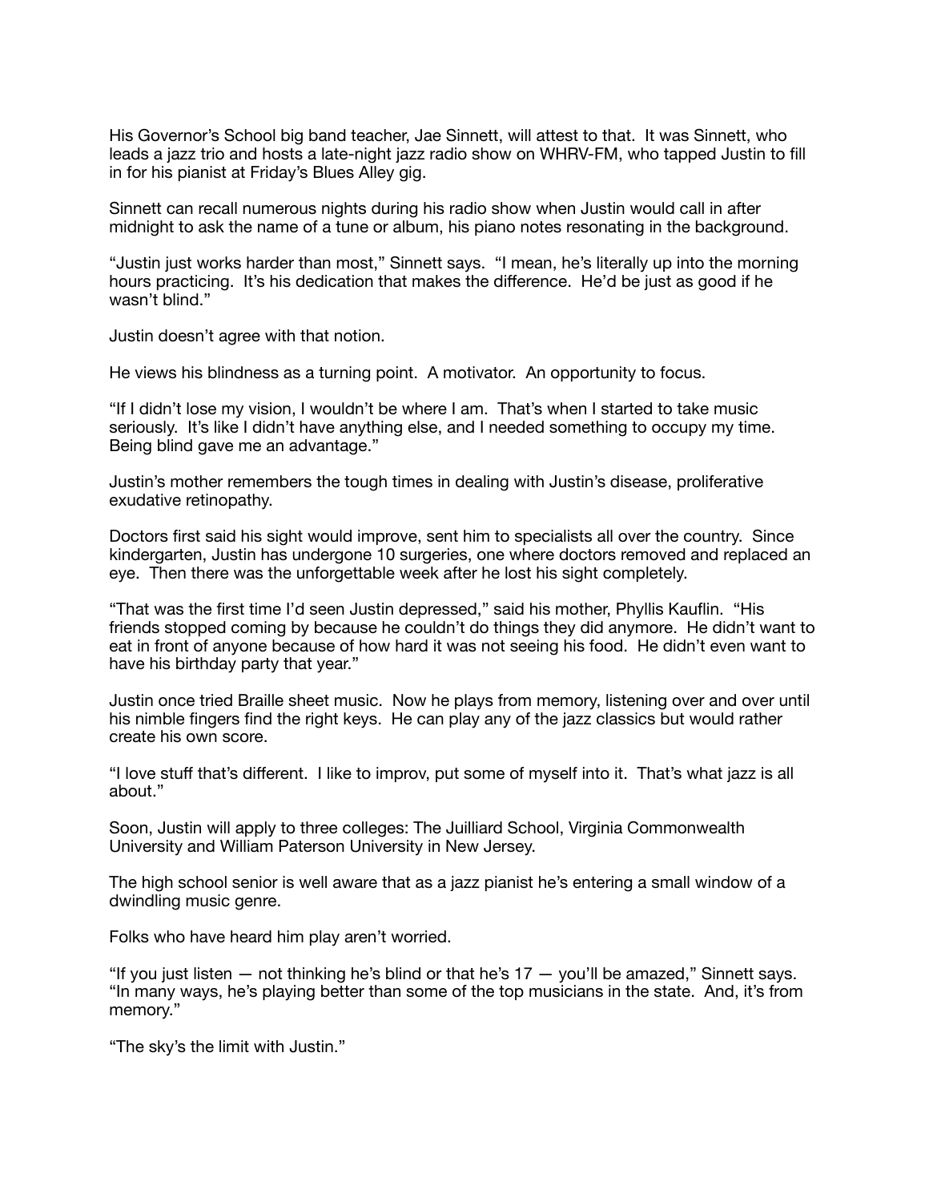His Governor's School big band teacher, Jae Sinnett, will attest to that. It was Sinnett, who leads a jazz trio and hosts a late-night jazz radio show on WHRV-FM, who tapped Justin to fill in for his pianist at Friday's Blues Alley gig.

Sinnett can recall numerous nights during his radio show when Justin would call in after midnight to ask the name of a tune or album, his piano notes resonating in the background.

"Justin just works harder than most," Sinnett says. "I mean, he's literally up into the morning hours practicing. It's his dedication that makes the difference. He'd be just as good if he wasn't blind."

Justin doesn't agree with that notion.

He views his blindness as a turning point. A motivator. An opportunity to focus.

"If I didn't lose my vision, I wouldn't be where I am. That's when I started to take music seriously. It's like I didn't have anything else, and I needed something to occupy my time. Being blind gave me an advantage."

Justin's mother remembers the tough times in dealing with Justin's disease, proliferative exudative retinopathy.

Doctors first said his sight would improve, sent him to specialists all over the country. Since kindergarten, Justin has undergone 10 surgeries, one where doctors removed and replaced an eye. Then there was the unforgettable week after he lost his sight completely.

"That was the first time I'd seen Justin depressed," said his mother, Phyllis Kauflin. "His friends stopped coming by because he couldn't do things they did anymore. He didn't want to eat in front of anyone because of how hard it was not seeing his food. He didn't even want to have his birthday party that year."

Justin once tried Braille sheet music. Now he plays from memory, listening over and over until his nimble fingers find the right keys. He can play any of the jazz classics but would rather create his own score.

"I love stuff that's different. I like to improv, put some of myself into it. That's what jazz is all about."

Soon, Justin will apply to three colleges: The Juilliard School, Virginia Commonwealth University and William Paterson University in New Jersey.

The high school senior is well aware that as a jazz pianist he's entering a small window of a dwindling music genre.

Folks who have heard him play aren't worried.

"If you just listen — not thinking he's blind or that he's 17 — you'll be amazed," Sinnett says. "In many ways, he's playing better than some of the top musicians in the state. And, it's from memory."

"The sky's the limit with Justin."